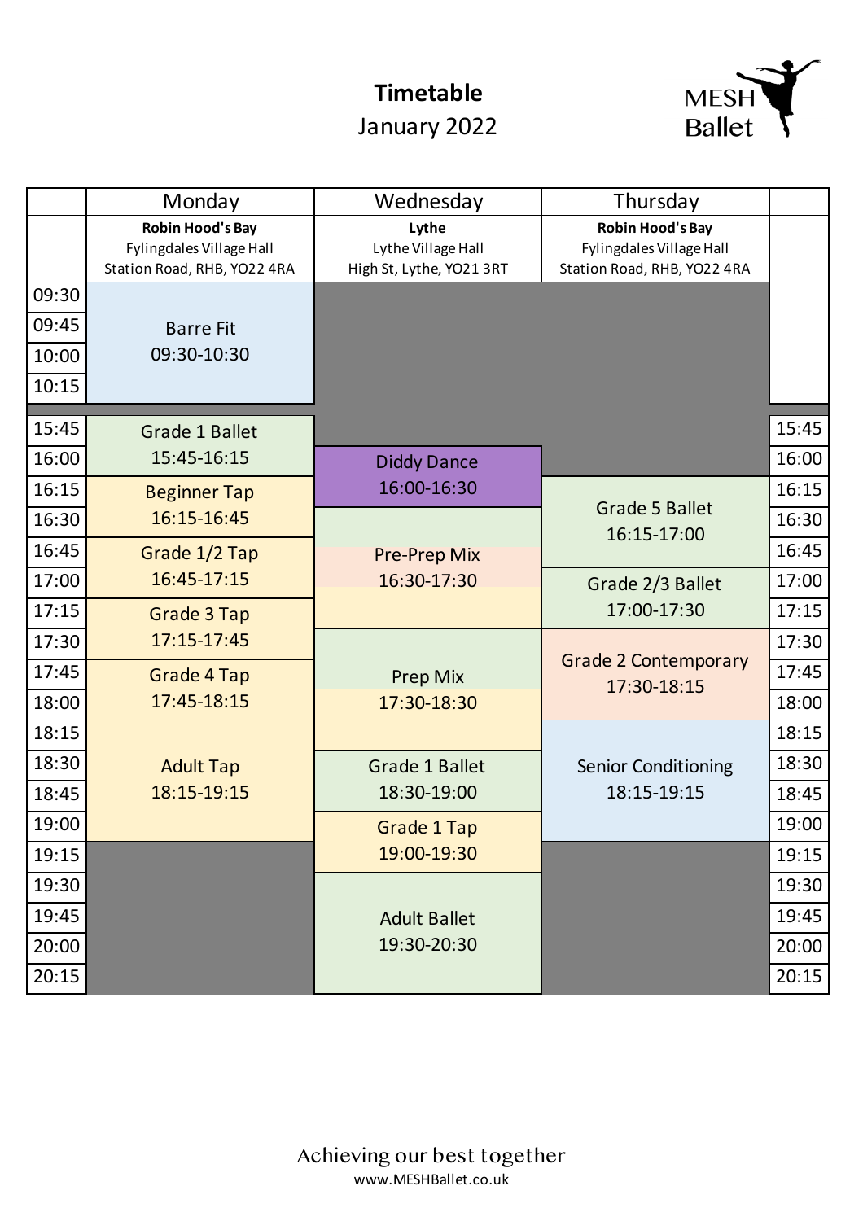# Timetable

January 2022

MESH Ballet

| | Monday | Wednesday | Thursday | |
|---|---|---|---|---|
| | **Robin Hood's Bay** Fylingdales Village Hall Station Road, RHB, YO22 4RA | **Lythe** Lythe Village Hall High St, Lythe, YO21 3RT | **Robin Hood's Bay** Fylingdales Village Hall Station Road, RHB, YO22 4RA | |
| 09:30 | Barre Fit 09:30-10:30 | | | |
| 09:45 | | | | |
| 10:00 | | | | |
| 10:15 | | | | |
| 15:45 | Grade 1 Ballet 15:45-16:15 | | | 15:45 |
| 16:00 | | Diddy Dance 16:00-16:30 | | 16:00 |
| 16:15 | Beginner Tap 16:15-16:45 | | Grade 5 Ballet 16:15-17:00 | 16:15 |
| 16:30 | | Pre-Prep Mix 16:30-17:30 | | 16:30 |
| 16:45 | Grade 1/2 Tap 16:45-17:15 | | | 16:45 |
| 17:00 | | | Grade 2/3 Ballet 17:00-17:30 | 17:00 |
| 17:15 | Grade 3 Tap 17:15-17:45 | | | 17:15 |
| 17:30 | | Prep Mix 17:30-18:30 | Grade 2 Contemporary 17:30-18:15 | 17:30 |
| 17:45 | Grade 4 Tap 17:45-18:15 | | | 17:45 |
| 18:00 | | | | 18:00 |
| 18:15 | Adult Tap 18:15-19:15 | | Senior Conditioning 18:15-19:15 | 18:15 |
| 18:30 | | Grade 1 Ballet 18:30-19:00 | | 18:30 |
| 18:45 | | | | 18:45 |
| 19:00 | | Grade 1 Tap 19:00-19:30 | | 19:00 |
| 19:15 | | | | 19:15 |
| 19:30 | | Adult Ballet 19:30-20:30 | | 19:30 |
| 19:45 | | | | 19:45 |
| 20:00 | | | | 20:00 |
| 20:15 | | | | 20:15 |

Achieving our best together

www.MESHBallet.co.uk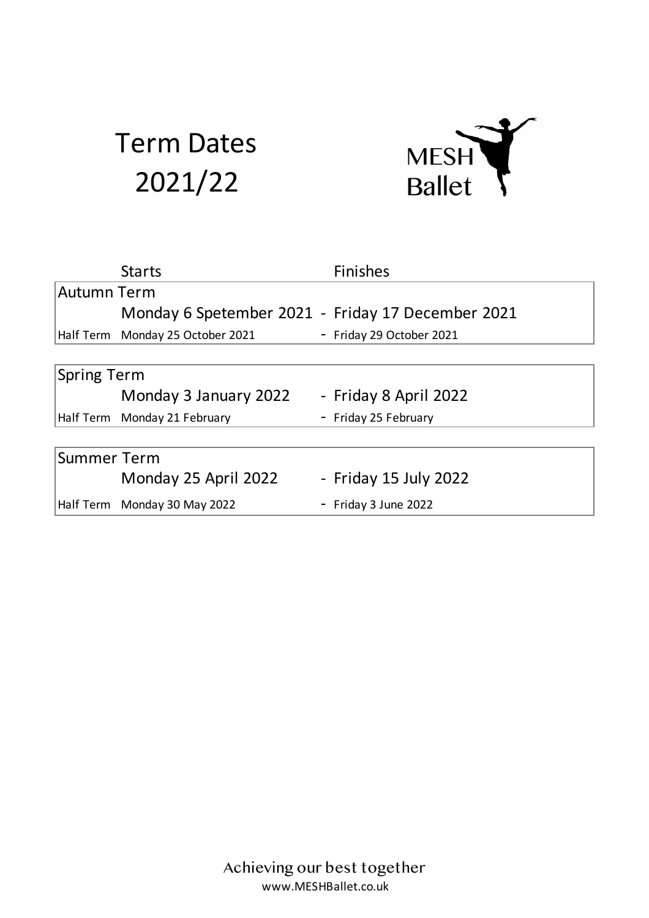# Term Dates 2021/22

MESH Ballet

| | Starts | | Finishes |
|---|---|---|---|
| Autumn Term | | | |
| | Monday 6 Spetember 2021 | - | Friday 17 December 2021 |
| Half Term | Monday 25 October 2021 | - | Friday 29 October 2021 |
| Spring Term | | | |
| | Monday 3 January 2022 | - | Friday 8 April 2022 |
| Half Term | Monday 21 February | - | Friday 25 February |
| Summer Term | | | |
| | Monday 25 April 2022 | - | Friday 15 July 2022 |
| Half Term | Monday 30 May 2022 | - | Friday 3 June 2022 |

Achieving our best together

www.MESHBallet.co.uk